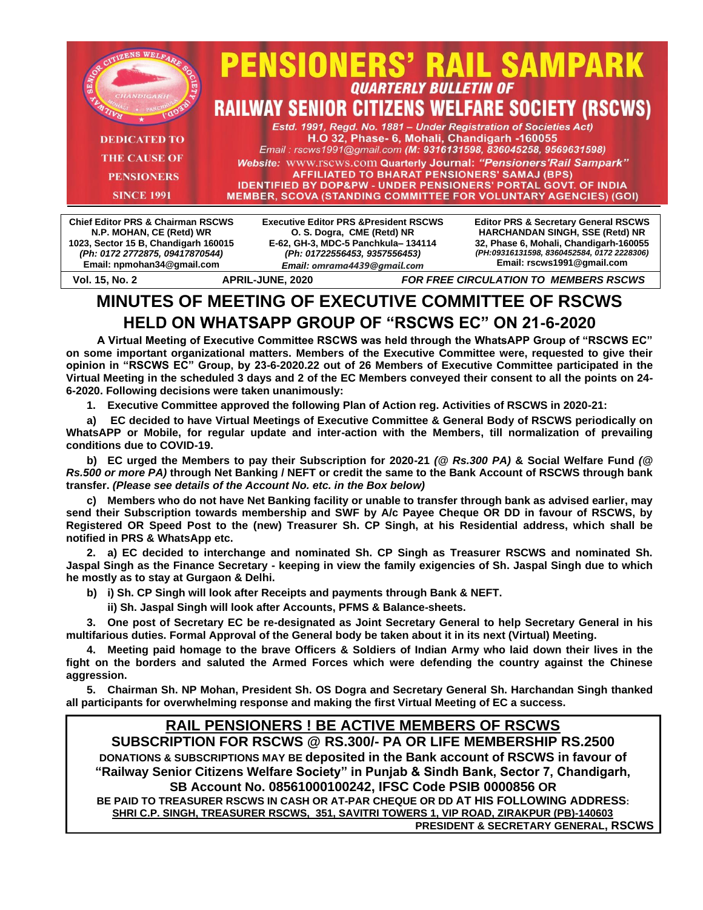# PENSIONERS' RAIL SAMPARK

### QUARTERLY BULLETIN OF

## RAILWAY SENIOR CITIZENS WELFARE SOCIETY (RSCWS)

DEDICATED TO THE CAUSE OF PENSIONERS SINCE 1991

*Estd. 1991, Regd. No. 1881 – Under Registration of Societies Act)*
H.O 32, Phase- 6, Mohali, Chandigarh -160055
*Email : rscws1991@gmail.com **(M: 9316131598, 836045258, 9569631598)***
***Website:*** www.rscws.com **Quarterly Journal: *"Pensioners'Rail Sampark"***
**AFFILIATED TO BHARAT PENSIONERS' SAMAJ (BPS)**
**IDENTIFIED BY DOP&PW - UNDER PENSIONERS' PORTAL GOVT. OF INDIA**
**MEMBER, SCOVA (STANDING COMMITTEE FOR VOLUNTARY AGENCIES) (GOI)**

| Chief Editor PRS & Chairman RSCWS | Executive Editor PRS &President RSCWS | Editor PRS & Secretary General RSCWS |
|---|---|---|
| N.P. MOHAN, CE (Retd) WR | O. S. Dogra, CME (Retd) NR | HARCHANDAN SINGH, SSE (Retd) NR |
| 1023, Sector 15 B, Chandigarh 160015 | E-62, GH-3, MDC-5 Panchkula– 134114 | 32, Phase 6, Mohali, Chandigarh-160055 |
| *(Ph: 0172 2772875, 09417870544)* | *(Ph: 01722556453, 9357556453)* | *(PH:09316131598, 8360452584, 0172 2228306)* |
| Email: npmohan34@gmail.com | *Email: omrama4439@gmail.com* | Email: rscws1991@gmail.com |

**Vol. 15, No. 2** **APRIL-JUNE, 2020** ***FOR FREE CIRCULATION TO MEMBERS RSCWS***

# MINUTES OF MEETING OF EXECUTIVE COMMITTEE OF RSCWS HELD ON WHATSAPP GROUP OF "RSCWS EC" ON 21-6-2020

**A Virtual Meeting of Executive Committee RSCWS was held through the WhatsAPP Group of "RSCWS EC" on some important organizational matters. Members of the Executive Committee were, requested to give their opinion in "RSCWS EC" Group, by 23-6-2020.22 out of 26 Members of Executive Committee participated in the Virtual Meeting in the scheduled 3 days and 2 of the EC Members conveyed their consent to all the points on 24-6-2020. Following decisions were taken unanimously:**

**1. Executive Committee approved the following Plan of Action reg. Activities of RSCWS in 2020-21:**

**a) EC decided to have Virtual Meetings of Executive Committee & General Body of RSCWS periodically on WhatsAPP or Mobile, for regular update and inter-action with the Members, till normalization of prevailing conditions due to COVID-19.**

**b) EC urged the Members to pay their Subscription for 2020-21 *(@ Rs.300 PA)* & Social Welfare Fund *(@ Rs.500 or more PA)* through Net Banking / NEFT or credit the same to the Bank Account of RSCWS through bank transfer. *(Please see details of the Account No. etc. in the Box below)***

**c) Members who do not have Net Banking facility or unable to transfer through bank as advised earlier, may send their Subscription towards membership and SWF by A/c Payee Cheque OR DD in favour of RSCWS, by Registered OR Speed Post to the (new) Treasurer Sh. CP Singh, at his Residential address, which shall be notified in PRS & WhatsApp etc.**

**2. a) EC decided to interchange and nominated Sh. CP Singh as Treasurer RSCWS and nominated Sh. Jaspal Singh as the Finance Secretary - keeping in view the family exigencies of Sh. Jaspal Singh due to which he mostly as to stay at Gurgaon & Delhi.**

**b) i) Sh. CP Singh will look after Receipts and payments through Bank & NEFT.**

**ii) Sh. Jaspal Singh will look after Accounts, PFMS & Balance-sheets.**

**3. One post of Secretary EC be re-designated as Joint Secretary General to help Secretary General in his multifarious duties. Formal Approval of the General body be taken about it in its next (Virtual) Meeting.**

**4. Meeting paid homage to the brave Officers & Soldiers of Indian Army who laid down their lives in the fight on the borders and saluted the Armed Forces which were defending the country against the Chinese aggression.**

**5. Chairman Sh. NP Mohan, President Sh. OS Dogra and Secretary General Sh. Harchandan Singh thanked all participants for overwhelming response and making the first Virtual Meeting of EC a success.**

## RAIL PENSIONERS ! BE ACTIVE MEMBERS OF RSCWS

**SUBSCRIPTION FOR RSCWS @ RS.300/- PA OR LIFE MEMBERSHIP RS.2500**

**DONATIONS & SUBSCRIPTIONS MAY BE deposited in the Bank account of RSCWS in favour of "Railway Senior Citizens Welfare Society" in Punjab & Sindh Bank, Sector 7, Chandigarh, SB Account No. 08561000100242, IFSC Code PSIB 0000856 OR**

**BE PAID TO TREASURER RSCWS IN CASH OR AT-PAR CHEQUE OR DD AT HIS FOLLOWING ADDRESS:**
**SHRI C.P. SINGH, TREASURER RSCWS, 351, SAVITRI TOWERS 1, VIP ROAD, ZIRAKPUR (PB)-140603**

**PRESIDENT & SECRETARY GENERAL, RSCWS**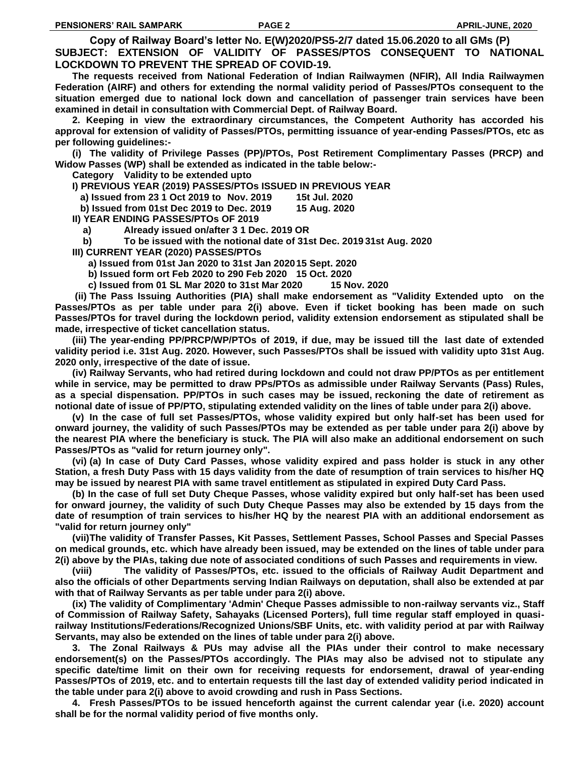**Copy of Railway Board's letter No. E(W)2020/PS5-2/7 dated 15.06.2020 to all GMs (P)**

**SUBJECT: EXTENSION OF VALIDITY OF PASSES/PTOS CONSEQUENT TO NATIONAL LOCKDOWN TO PREVENT THE SPREAD OF COVID-19.**

**The requests received from National Federation of Indian Railwaymen (NFIR), All India Railwaymen Federation (AIRF) and others for extending the normal validity period of Passes/PTOs consequent to the situation emerged due to national lock down and cancellation of passenger train services have been examined in detail in consultation with Commercial Dept. of Railway Board.**

**2. Keeping in view the extraordinary circumstances, the Competent Authority has accorded his approval for extension of validity of Passes/PTOs, permitting issuance of year-ending Passes/PTOs, etc as per following guidelines:-**

**(i) The validity of Privilege Passes (PP)/PTOs, Post Retirement Complimentary Passes (PRCP) and Widow Passes (WP) shall be extended as indicated in the table below:-**

| Category | Validity to be extended upto |
|---|---|
| **I) PREVIOUS YEAR (2019) PASSES/PTOs ISSUED IN PREVIOUS YEAR** | |
| **a) Issued from 23 1 Oct 2019 to Nov. 2019** | **15t Jul. 2020** |
| **b) Issued from 01st Dec 2019 to Dec. 2019** | **15 Aug. 2020** |
| **II) YEAR ENDING PASSES/PTOs OF 2019** | |
| **a) Already issued on/after 3 1 Dec. 2019 OR** | |
| **b) To be issued with the notional date of 31st Dec. 2019** | **31st Aug. 2020** |
| **III) CURRENT YEAR (2020) PASSES/PTOs** | |
| **a) Issued from 01st Jan 2020 to 31st Jan 2020** | **15 Sept. 2020** |
| **b) Issued form ort Feb 2020 to 290 Feb 2020** | **15 Oct. 2020** |
| **c) Issued from 01 SL Mar 2020 to 31st Mar 2020** | **15 Nov. 2020** |

**(ii) The Pass Issuing Authorities (PIA) shall make endorsement as "Validity Extended upto on the Passes/PTOs as per table under para 2(i) above. Even if ticket booking has been made on such Passes/PTOs for travel during the lockdown period, validity extension endorsement as stipulated shall be made, irrespective of ticket cancellation status.**

**(iii) The year-ending PP/PRCP/WP/PTOs of 2019, if due, may be issued till the last date of extended validity period i.e. 31st Aug. 2020. However, such Passes/PTOs shall be issued with validity upto 31st Aug. 2020 only, irrespective of the date of issue.**

**(iv) Railway Servants, who had retired during lockdown and could not draw PP/PTOs as per entitlement while in service, may be permitted to draw PPs/PTOs as admissible under Railway Servants (Pass) Rules, as a special dispensation. PP/PTOs in such cases may be issued, reckoning the date of retirement as notional date of issue of PP/PTO, stipulating extended validity on the lines of table under para 2(i) above.**

**(v) In the case of full set Passes/PTOs, whose validity expired but only half-set has been used for onward journey, the validity of such Passes/PTOs may be extended as per table under para 2(i) above by the nearest PIA where the beneficiary is stuck. The PIA will also make an additional endorsement on such Passes/PTOs as "valid for return journey only".**

**(vi) (a) In case of Duty Card Passes, whose validity expired and pass holder is stuck in any other Station, a fresh Duty Pass with 15 days validity from the date of resumption of train services to his/her HQ may be issued by nearest PIA with same travel entitlement as stipulated in expired Duty Card Pass.**

**(b) In the case of full set Duty Cheque Passes, whose validity expired but only half-set has been used for onward journey, the validity of such Duty Cheque Passes may also be extended by 15 days from the date of resumption of train services to his/her HQ by the nearest PIA with an additional endorsement as "valid for return journey only"**

**(vii) The validity of Transfer Passes, Kit Passes, Settlement Passes, School Passes and Special Passes on medical grounds, etc. which have already been issued, may be extended on the lines of table under para 2(i) above by the PIAs, taking due note of associated conditions of such Passes and requirements in view.**

**(viii) The validity of Passes/PTOs, etc. issued to the officials of Railway Audit Department and also the officials of other Departments serving Indian Railways on deputation, shall also be extended at par with that of Railway Servants as per table under para 2(i) above.**

**(ix) The validity of Complimentary 'Admin' Cheque Passes admissible to non-railway servants viz., Staff of Commission of Railway Safety, Sahayaks (Licensed Porters), full time regular staff employed in quasi-railway Institutions/Federations/Recognized Unions/SBF Units, etc. with validity period at par with Railway Servants, may also be extended on the lines of table under para 2(i) above.**

**3. The Zonal Railways & PUs may advise all the PIAs under their control to make necessary endorsement(s) on the Passes/PTOs accordingly. The PIAs may also be advised not to stipulate any specific date/time limit on their own for receiving requests for endorsement, drawal of year-ending Passes/PTOs of 2019, etc. and to entertain requests till the last day of extended validity period indicated in the table under para 2(i) above to avoid crowding and rush in Pass Sections.**

**4. Fresh Passes/PTOs to be issued henceforth against the current calendar year (i.e. 2020) account shall be for the normal validity period of five months only.**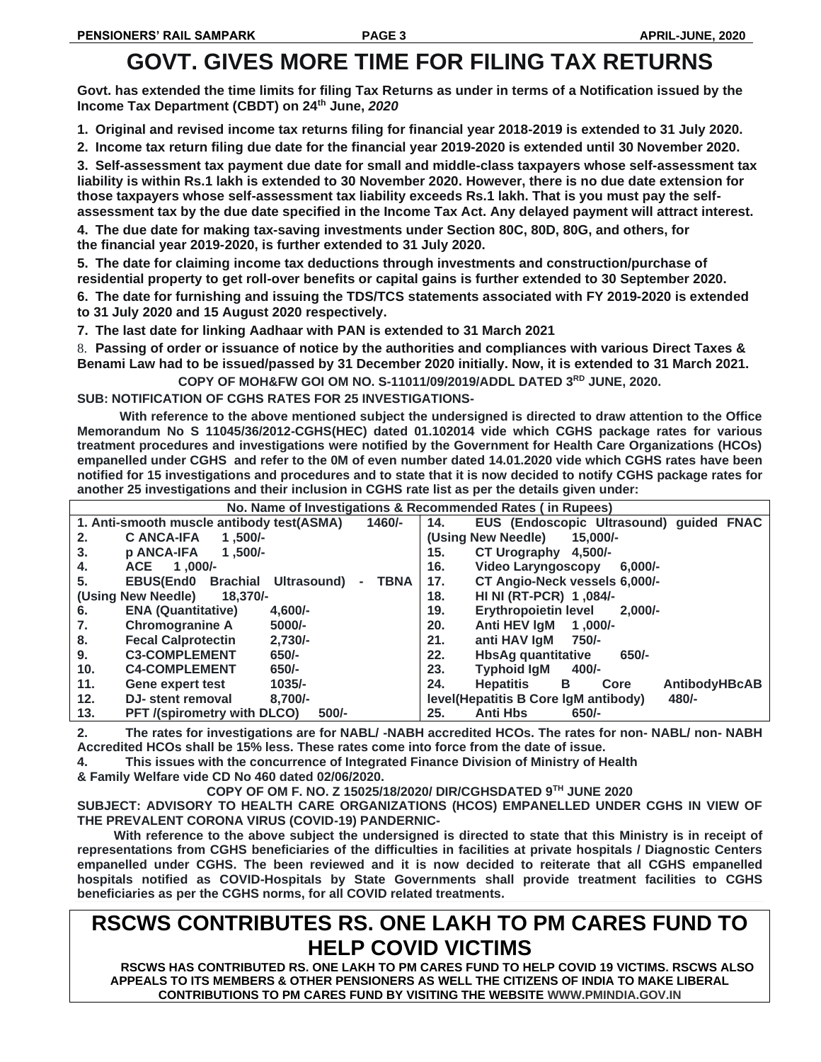# GOVT. GIVES MORE TIME FOR FILING TAX RETURNS

**Govt. has extended the time limits for filing Tax Returns as under in terms of a Notification issued by the Income Tax Department (CBDT) on 24th June, *2020***

**1. Original and revised income tax returns filing for financial year 2018-2019 is extended to 31 July 2020.**

**2. Income tax return filing due date for the financial year 2019-2020 is extended until 30 November 2020.**

**3. Self-assessment tax payment due date for small and middle-class taxpayers whose self-assessment tax liability is within Rs.1 lakh is extended to 30 November 2020. However, there is no due date extension for those taxpayers whose self-assessment tax liability exceeds Rs.1 lakh. That is you must pay the self-assessment tax by the due date specified in the Income Tax Act. Any delayed payment will attract interest.**

**4. The due date for making tax-saving investments under Section 80C, 80D, 80G, and others, for the financial year 2019-2020, is further extended to 31 July 2020.**

**5. The date for claiming income tax deductions through investments and construction/purchase of residential property to get roll-over benefits or capital gains is further extended to 30 September 2020.**

**6. The date for furnishing and issuing the TDS/TCS statements associated with FY 2019-2020 is extended to 31 July 2020 and 15 August 2020 respectively.**

**7. The last date for linking Aadhaar with PAN is extended to 31 March 2021**

**8. Passing of order or issuance of notice by the authorities and compliances with various Direct Taxes & Benami Law had to be issued/passed by 31 December 2020 initially. Now, it is extended to 31 March 2021.**

**COPY OF MOH&FW GOI OM NO. S-11011/09/2019/ADDL DATED 3RD JUNE, 2020.**

**SUB: NOTIFICATION OF CGHS RATES FOR 25 INVESTIGATIONS-**

**With reference to the above mentioned subject the undersigned is directed to draw attention to the Office Memorandum No S 11045/36/2012-CGHS(HEC) dated 01.102014 vide which CGHS package rates for various treatment procedures and investigations were notified by the Government for Health Care Organizations (HCOs) empanelled under CGHS and refer to the 0M of even number dated 14.01.2020 vide which CGHS rates have been notified for 15 investigations and procedures and to state that it is now decided to notify CGHS package rates for another 25 investigations and their inclusion in CGHS rate list as per the details given under:**

| No. | Name of Investigations | Recommended Rates (in Rupees) |
|---|---|---|
| 1. | Anti-smooth muscle antibody test(ASMA) | 1460/- |
| 2. | C ANCA-IFA | 1 ,500/- |
| 3. | p ANCA-IFA | 1 ,500/- |
| 4. | ACE | 1 ,000/- |
| 5. | EBUS(End0 Brachial Ultrasound) - TBNA (Using New Needle) | 18,370/- |
| 6. | ENA (Quantitative) | 4,600/- |
| 7. | Chromogranine A | 5000/- |
| 8. | Fecal Calprotectin | 2,730/- |
| 9. | C3-COMPLEMENT | 650/- |
| 10. | C4-COMPLEMENT | 650/- |
| 11. | Gene expert test | 1035/- |
| 12. | DJ- stent removal | 8,700/- |
| 13. | PFT /(spirometry with DLCO) | 500/- |
| 14. | EUS (Endoscopic Ultrasound) guided FNAC (Using New Needle) | 15,000/- |
| 15. | CT Urography | 4,500/- |
| 16. | Video Laryngoscopy | 6,000/- |
| 17. | CT Angio-Neck vessels | 6,000/- |
| 18. | HI NI (RT-PCR) | 1 ,084/- |
| 19. | Erythropoietin level | 2,000/- |
| 20. | Anti HEV IgM | 1 ,000/- |
| 21. | anti HAV IgM | 750/- |
| 22. | HbsAg quantitative | 650/- |
| 23. | Typhoid IgM | 400/- |
| 24. | Hepatitis B Core AntibodyHBcAB level(Hepatitis B Core IgM antibody) | 480/- |
| 25. | Anti Hbs | 650/- |

**2. The rates for investigations are for NABL/ -NABH accredited HCOs. The rates for non- NABL/ non- NABH Accredited HCOs shall be 15% less. These rates come into force from the date of issue.**

**4. This issues with the concurrence of Integrated Finance Division of Ministry of Health & Family Welfare vide CD No 460 dated 02/06/2020.**

**COPY OF OM F. NO. Z 15025/18/2020/ DIR/CGHSDATED 9TH JUNE 2020**

**SUBJECT: ADVISORY TO HEALTH CARE ORGANIZATIONS (HCOS) EMPANELLED UNDER CGHS IN VIEW OF THE PREVALENT CORONA VIRUS (COVID-19) PANDERNIC-**

**With reference to the above subject the undersigned is directed to state that this Ministry is in receipt of representations from CGHS beneficiaries of the difficulties in facilities at private hospitals / Diagnostic Centers empanelled under CGHS. The been reviewed and it is now decided to reiterate that all CGHS empanelled hospitals notified as COVID-Hospitals by State Governments shall provide treatment facilities to CGHS beneficiaries as per the CGHS norms, for all COVID related treatments.**

# RSCWS CONTRIBUTES RS. ONE LAKH TO PM CARES FUND TO HELP COVID VICTIMS

**RSCWS HAS CONTRIBUTED RS. ONE LAKH TO PM CARES FUND TO HELP COVID 19 VICTIMS. RSCWS ALSO APPEALS TO ITS MEMBERS & OTHER PENSIONERS AS WELL THE CITIZENS OF INDIA TO MAKE LIBERAL CONTRIBUTIONS TO PM CARES FUND BY VISITING THE WEBSITE WWW.PMINDIA.GOV.IN**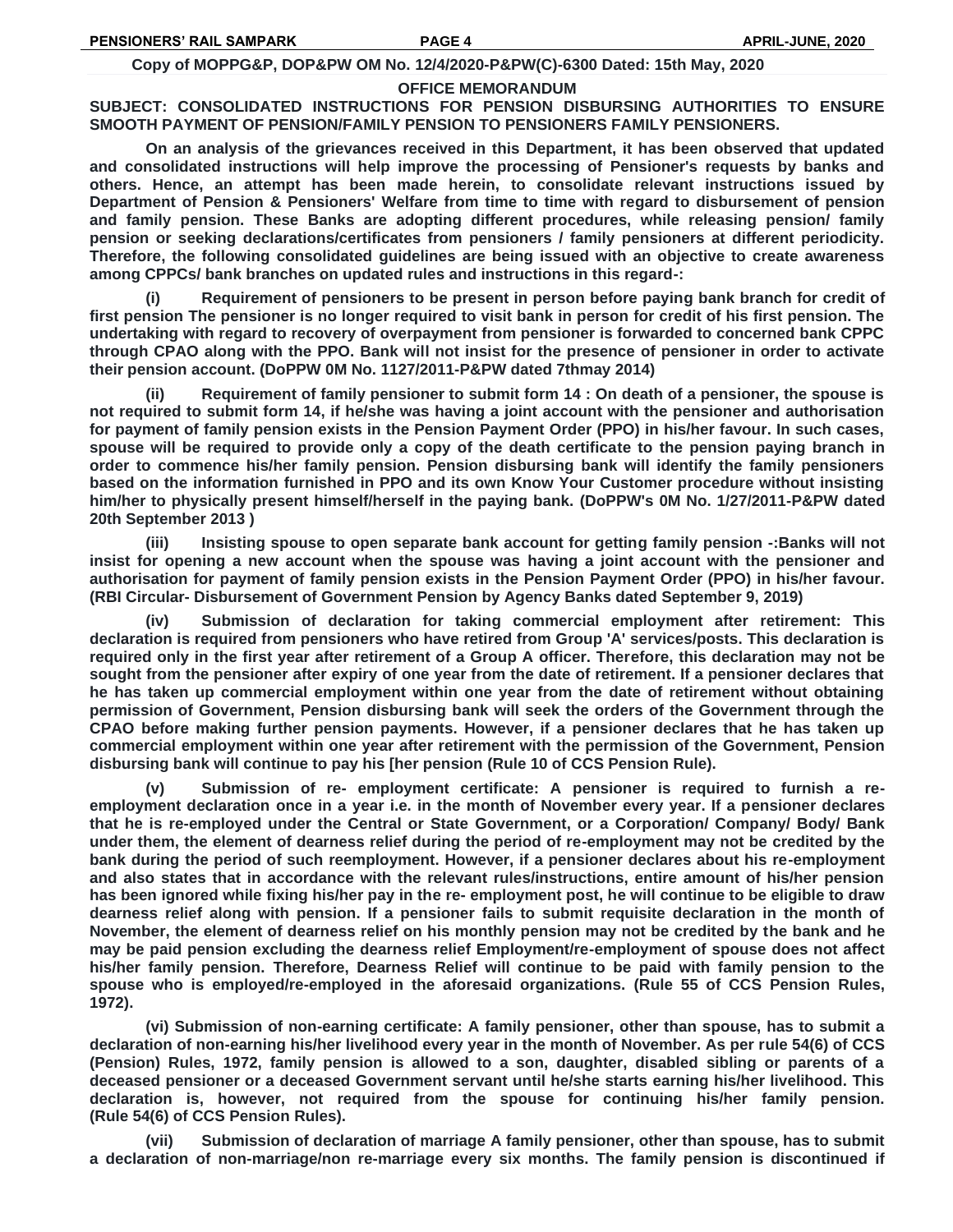**Copy of MOPPG&P, DOP&PW OM No. 12/4/2020-P&PW(C)-6300 Dated: 15th May, 2020**

## OFFICE MEMORANDUM

**SUBJECT: CONSOLIDATED INSTRUCTIONS FOR PENSION DISBURSING AUTHORITIES TO ENSURE SMOOTH PAYMENT OF PENSION/FAMILY PENSION TO PENSIONERS FAMILY PENSIONERS.**

**On an analysis of the grievances received in this Department, it has been observed that updated and consolidated instructions will help improve the processing of Pensioner's requests by banks and others. Hence, an attempt has been made herein, to consolidate relevant instructions issued by Department of Pension & Pensioners' Welfare from time to time with regard to disbursement of pension and family pension. These Banks are adopting different procedures, while releasing pension/ family pension or seeking declarations/certificates from pensioners / family pensioners at different periodicity. Therefore, the following consolidated guidelines are being issued with an objective to create awareness among CPPCs/ bank branches on updated rules and instructions in this regard-:**

**(i) Requirement of pensioners to be present in person before paying bank branch for credit of first pension The pensioner is no longer required to visit bank in person for credit of his first pension. The undertaking with regard to recovery of overpayment from pensioner is forwarded to concerned bank CPPC through CPAO along with the PPO. Bank will not insist for the presence of pensioner in order to activate their pension account. (DoPPW 0M No. 1127/2011-P&PW dated 7thmay 2014)**

**(ii) Requirement of family pensioner to submit form 14 : On death of a pensioner, the spouse is not required to submit form 14, if he/she was having a joint account with the pensioner and authorisation for payment of family pension exists in the Pension Payment Order (PPO) in his/her favour. In such cases, spouse will be required to provide only a copy of the death certificate to the pension paying branch in order to commence his/her family pension. Pension disbursing bank will identify the family pensioners based on the information furnished in PPO and its own Know Your Customer procedure without insisting him/her to physically present himself/herself in the paying bank. (DoPPW's 0M No. 1/27/2011-P&PW dated 20th September 2013 )**

**(iii) Insisting spouse to open separate bank account for getting family pension -:Banks will not insist for opening a new account when the spouse was having a joint account with the pensioner and authorisation for payment of family pension exists in the Pension Payment Order (PPO) in his/her favour. (RBI Circular- Disbursement of Government Pension by Agency Banks dated September 9, 2019)**

**(iv) Submission of declaration for taking commercial employment after retirement: This declaration is required from pensioners who have retired from Group 'A' services/posts. This declaration is required only in the first year after retirement of a Group A officer. Therefore, this declaration may not be sought from the pensioner after expiry of one year from the date of retirement. If a pensioner declares that he has taken up commercial employment within one year from the date of retirement without obtaining permission of Government, Pension disbursing bank will seek the orders of the Government through the CPAO before making further pension payments. However, if a pensioner declares that he has taken up commercial employment within one year after retirement with the permission of the Government, Pension disbursing bank will continue to pay his [her pension (Rule 10 of CCS Pension Rule).**

**(v) Submission of re- employment certificate: A pensioner is required to furnish a re-employment declaration once in a year i.e. in the month of November every year. If a pensioner declares that he is re-employed under the Central or State Government, or a Corporation/ Company/ Body/ Bank under them, the element of dearness relief during the period of re-employment may not be credited by the bank during the period of such reemployment. However, if a pensioner declares about his re-employment and also states that in accordance with the relevant rules/instructions, entire amount of his/her pension has been ignored while fixing his/her pay in the re- employment post, he will continue to be eligible to draw dearness relief along with pension. If a pensioner fails to submit requisite declaration in the month of November, the element of dearness relief on his monthly pension may not be credited by the bank and he may be paid pension excluding the dearness relief Employment/re-employment of spouse does not affect his/her family pension. Therefore, Dearness Relief will continue to be paid with family pension to the spouse who is employed/re-employed in the aforesaid organizations. (Rule 55 of CCS Pension Rules, 1972).**

**(vi) Submission of non-earning certificate: A family pensioner, other than spouse, has to submit a declaration of non-earning his/her livelihood every year in the month of November. As per rule 54(6) of CCS (Pension) Rules, 1972, family pension is allowed to a son, daughter, disabled sibling or parents of a deceased pensioner or a deceased Government servant until he/she starts earning his/her livelihood. This declaration is, however, not required from the spouse for continuing his/her family pension. (Rule 54(6) of CCS Pension Rules).**

**(vii) Submission of declaration of marriage A family pensioner, other than spouse, has to submit a declaration of non-marriage/non re-marriage every six months. The family pension is discontinued if**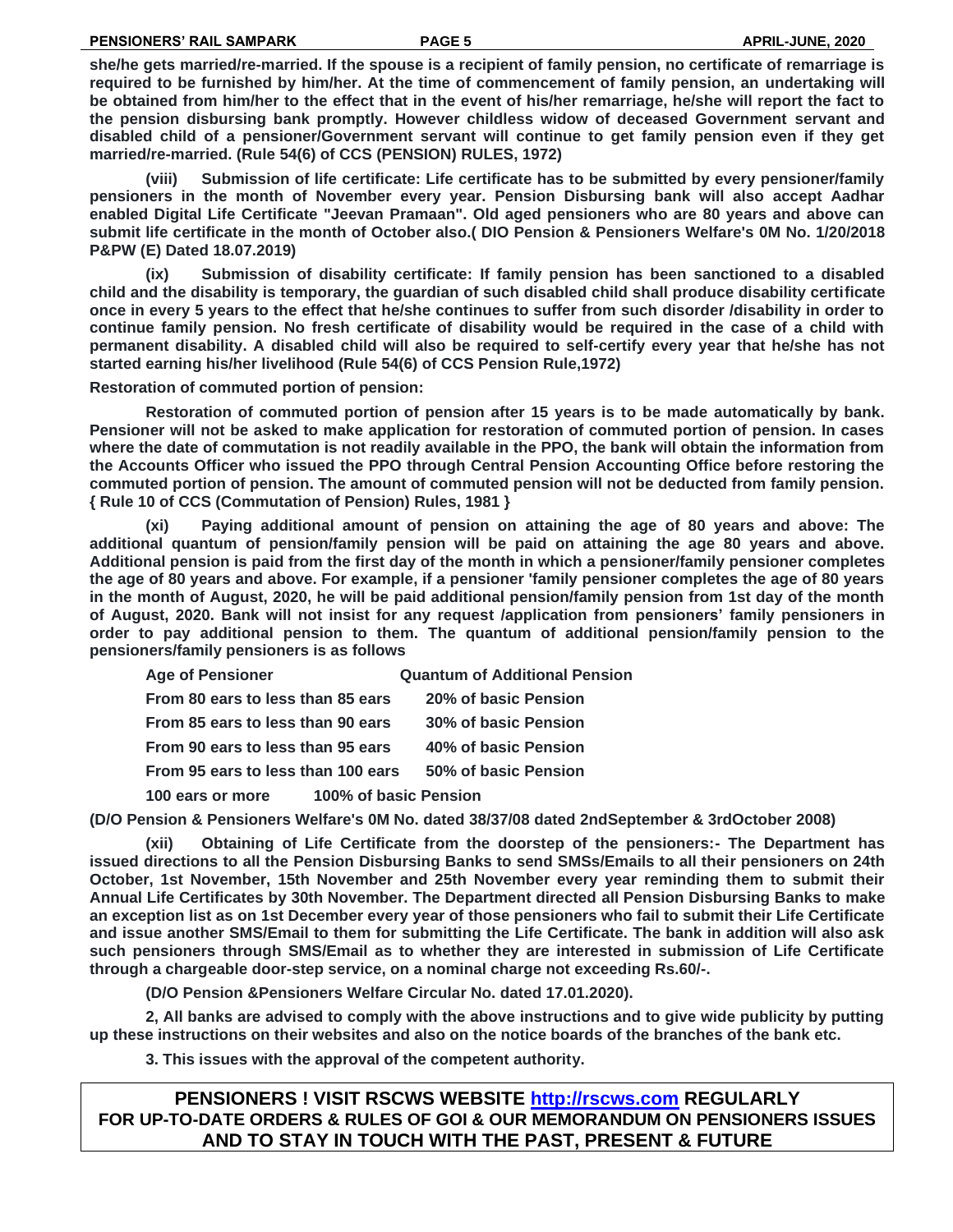**she/he gets married/re-married. If the spouse is a recipient of family pension, no certificate of remarriage is required to be furnished by him/her. At the time of commencement of family pension, an undertaking will be obtained from him/her to the effect that in the event of his/her remarriage, he/she will report the fact to the pension disbursing bank promptly. However childless widow of deceased Government servant and disabled child of a pensioner/Government servant will continue to get family pension even if they get married/re-married. (Rule 54(6) of CCS (PENSION) RULES, 1972)**

**(viii) Submission of life certificate: Life certificate has to be submitted by every pensioner/family pensioners in the month of November every year. Pension Disbursing bank will also accept Aadhar enabled Digital Life Certificate "Jeevan Pramaan". Old aged pensioners who are 80 years and above can submit life certificate in the month of October also.( DIO Pension & Pensioners Welfare's 0M No. 1/20/2018 P&PW (E) Dated 18.07.2019)**

**(ix) Submission of disability certificate: If family pension has been sanctioned to a disabled child and the disability is temporary, the guardian of such disabled child shall produce disability certificate once in every 5 years to the effect that he/she continues to suffer from such disorder /disability in order to continue family pension. No fresh certificate of disability would be required in the case of a child with permanent disability. A disabled child will also be required to self-certify every year that he/she has not started earning his/her livelihood (Rule 54(6) of CCS Pension Rule,1972)**

**Restoration of commuted portion of pension:**

**Restoration of commuted portion of pension after 15 years is to be made automatically by bank. Pensioner will not be asked to make application for restoration of commuted portion of pension. In cases where the date of commutation is not readily available in the PPO, the bank will obtain the information from the Accounts Officer who issued the PPO through Central Pension Accounting Office before restoring the commuted portion of pension. The amount of commuted pension will not be deducted from family pension. { Rule 10 of CCS (Commutation of Pension) Rules, 1981 }**

**(xi) Paying additional amount of pension on attaining the age of 80 years and above: The additional quantum of pension/family pension will be paid on attaining the age 80 years and above. Additional pension is paid from the first day of the month in which a pensioner/family pensioner completes the age of 80 years and above. For example, if a pensioner 'family pensioner completes the age of 80 years in the month of August, 2020, he will be paid additional pension/family pension from 1st day of the month of August, 2020. Bank will not insist for any request /application from pensioners' family pensioners in order to pay additional pension to them. The quantum of additional pension/family pension to the pensioners/family pensioners is as follows**

| Age of Pensioner | Quantum of Additional Pension |
|---|---|
| From 80 ears to less than 85 ears | 20% of basic Pension |
| From 85 ears to less than 90 ears | 30% of basic Pension |
| From 90 ears to less than 95 ears | 40% of basic Pension |
| From 95 ears to less than 100 ears | 50% of basic Pension |
| 100 ears or more | 100% of basic Pension |

**(D/O Pension & Pensioners Welfare's 0M No. dated 38/37/08 dated 2ndSeptember & 3rdOctober 2008)**

**(xii) Obtaining of Life Certificate from the doorstep of the pensioners:- The Department has issued directions to all the Pension Disbursing Banks to send SMSs/Emails to all their pensioners on 24th October, 1st November, 15th November and 25th November every year reminding them to submit their Annual Life Certificates by 30th November. The Department directed all Pension Disbursing Banks to make an exception list as on 1st December every year of those pensioners who fail to submit their Life Certificate and issue another SMS/Email to them for submitting the Life Certificate. The bank in addition will also ask such pensioners through SMS/Email as to whether they are interested in submission of Life Certificate through a chargeable door-step service, on a nominal charge not exceeding Rs.60/-.**

**(D/O Pension &Pensioners Welfare Circular No. dated 17.01.2020).**

**2, All banks are advised to comply with the above instructions and to give wide publicity by putting up these instructions on their websites and also on the notice boards of the branches of the bank etc.**

**3. This issues with the approval of the competent authority.**

**PENSIONERS ! VISIT RSCWS WEBSITE http://rscws.com REGULARLY**
**FOR UP-TO-DATE ORDERS & RULES OF GOI & OUR MEMORANDUM ON PENSIONERS ISSUES AND TO STAY IN TOUCH WITH THE PAST, PRESENT & FUTURE**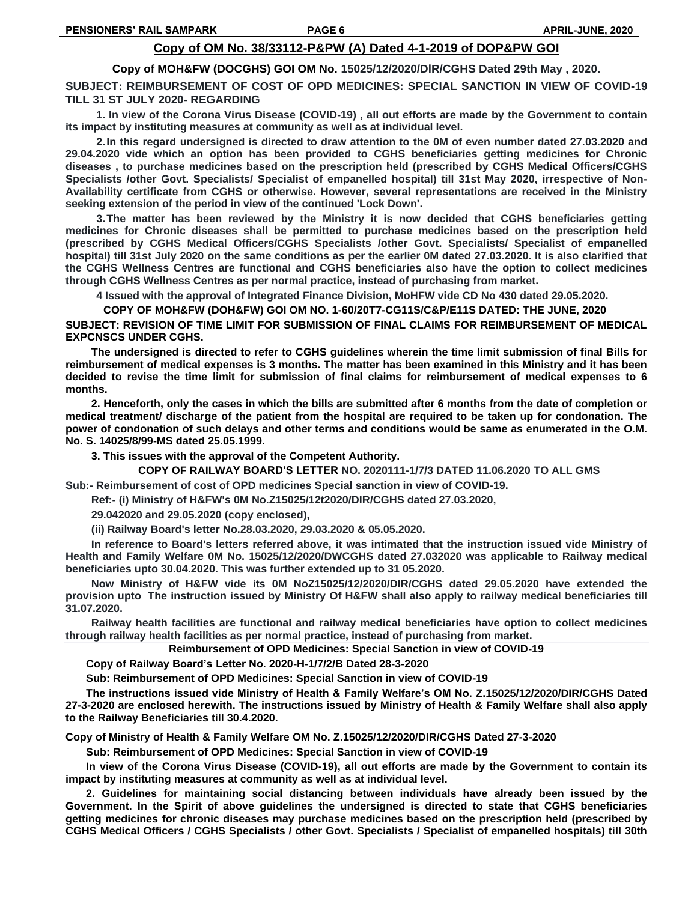## Copy of OM No. 38/33112-P&PW (A) Dated 4-1-2019 of DOP&PW GOI

**Copy of MOH&FW (DOCGHS) GOI OM No. 15025/12/2020/DIR/CGHS Dated 29th May , 2020.**

**SUBJECT: REIMBURSEMENT OF COST OF OPD MEDICINES: SPECIAL SANCTION IN VIEW OF COVID-19 TILL 31 ST JULY 2020- REGARDING**

**1. In view of the Corona Virus Disease (COVID-19) , all out efforts are made by the Government to contain its impact by instituting measures at community as well as at individual level.**

**2. In this regard undersigned is directed to draw attention to the 0M of even number dated 27.03.2020 and 29.04.2020 vide which an option has been provided to CGHS beneficiaries getting medicines for Chronic diseases , to purchase medicines based on the prescription held (prescribed by CGHS Medical Officers/CGHS Specialists /other Govt. Specialists/ Specialist of empanelled hospital) till 31st May 2020, irrespective of Non-Availability certificate from CGHS or otherwise. However, several representations are received in the Ministry seeking extension of the period in view of the continued 'Lock Down'.**

**3. The matter has been reviewed by the Ministry it is now decided that CGHS beneficiaries getting medicines for Chronic diseases shall be permitted to purchase medicines based on the prescription held (prescribed by CGHS Medical Officers/CGHS Specialists /other Govt. Specialists/ Specialist of empanelled hospital) till 31st July 2020 on the same conditions as per the earlier 0M dated 27.03.2020. It is also clarified that the CGHS Wellness Centres are functional and CGHS beneficiaries also have the option to collect medicines through CGHS Wellness Centres as per normal practice, instead of purchasing from market.**

**4 Issued with the approval of Integrated Finance Division, MoHFW vide CD No 430 dated 29.05.2020.**

**COPY OF MOH&FW (DOH&FW) GOI OM NO. 1-60/20T7-CG11S/C&P/E11S DATED: THE JUNE, 2020**

**SUBJECT: REVISION OF TIME LIMIT FOR SUBMISSION OF FINAL CLAIMS FOR REIMBURSEMENT OF MEDICAL EXPCNSCS UNDER CGHS.**

**The undersigned is directed to refer to CGHS guidelines wherein the time limit submission of final Bills for reimbursement of medical expenses is 3 months. The matter has been examined in this Ministry and it has been decided to revise the time limit for submission of final claims for reimbursement of medical expenses to 6 months.**

**2. Henceforth, only the cases in which the bills are submitted after 6 months from the date of completion or medical treatment/ discharge of the patient from the hospital are required to be taken up for condonation. The power of condonation of such delays and other terms and conditions would be same as enumerated in the O.M. No. S. 14025/8/99-MS dated 25.05.1999.**

**3. This issues with the approval of the Competent Authority.**

**COPY OF RAILWAY BOARD'S LETTER NO. 2020111-1/7/3 DATED 11.06.2020 TO ALL GMS**

**Sub:- Reimbursement of cost of OPD medicines Special sanction in view of COVID-19.**

**Ref:- (i) Ministry of H&FW's 0M No.Z15025/12t2020/DIR/CGHS dated 27.03.2020,**

**29.042020 and 29.05.2020 (copy enclosed),**

**(ii) Railway Board's letter No.28.03.2020, 29.03.2020 & 05.05.2020.**

**In reference to Board's letters referred above, it was intimated that the instruction issued vide Ministry of Health and Family Welfare 0M No. 15025/12/2020/DWCGHS dated 27.032020 was applicable to Railway medical beneficiaries upto 30.04.2020. This was further extended up to 31 05.2020.**

**Now Ministry of H&FW vide its 0M NoZ15025/12/2020/DIR/CGHS dated 29.05.2020 have extended the provision upto The instruction issued by Ministry Of H&FW shall also apply to railway medical beneficiaries till 31.07.2020.**

**Railway health facilities are functional and railway medical beneficiaries have option to collect medicines through railway health facilities as per normal practice, instead of purchasing from market.**

**Reimbursement of OPD Medicines: Special Sanction in view of COVID-19**

**Copy of Railway Board's Letter No. 2020-H-1/7/2/B Dated 28-3-2020**

**Sub: Reimbursement of OPD Medicines: Special Sanction in view of COVID-19**

**The instructions issued vide Ministry of Health & Family Welfare's OM No. Z.15025/12/2020/DIR/CGHS Dated 27-3-2020 are enclosed herewith. The instructions issued by Ministry of Health & Family Welfare shall also apply to the Railway Beneficiaries till 30.4.2020.**

**Copy of Ministry of Health & Family Welfare OM No. Z.15025/12/2020/DIR/CGHS Dated 27-3-2020**

**Sub: Reimbursement of OPD Medicines: Special Sanction in view of COVID-19**

**In view of the Corona Virus Disease (COVID-19), all out efforts are made by the Government to contain its impact by instituting measures at community as well as at individual level.**

**2. Guidelines for maintaining social distancing between individuals have already been issued by the Government. In the Spirit of above guidelines the undersigned is directed to state that CGHS beneficiaries getting medicines for chronic diseases may purchase medicines based on the prescription held (prescribed by CGHS Medical Officers / CGHS Specialists / other Govt. Specialists / Specialist of empanelled hospitals) till 30th**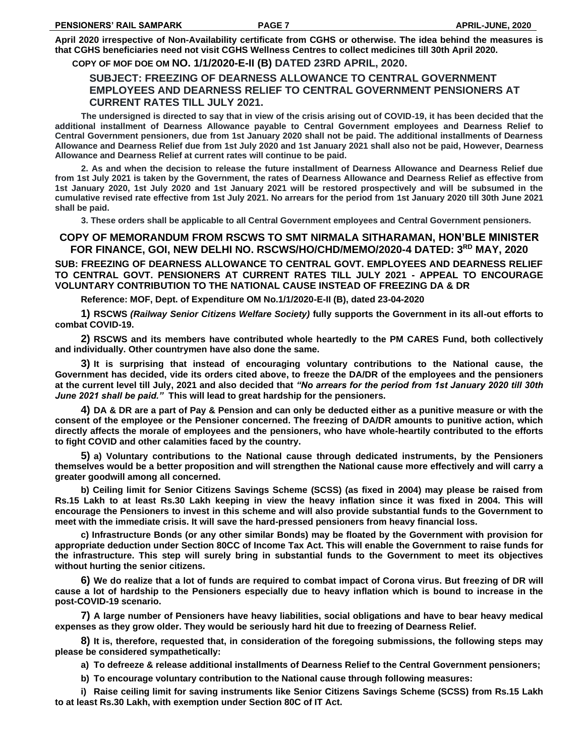**April 2020 irrespective of Non-Availability certificate from CGHS or otherwise. The idea behind the measures is that CGHS beneficiaries need not visit CGHS Wellness Centres to collect medicines till 30th April 2020.**

### COPY OF MOF DOE OM NO. 1/1/2020-E-II (B) DATED 23RD APRIL, 2020.

### SUBJECT: FREEZING OF DEARNESS ALLOWANCE TO CENTRAL GOVERNMENT EMPLOYEES AND DEARNESS RELIEF TO CENTRAL GOVERNMENT PENSIONERS AT CURRENT RATES TILL JULY 2021.

**The undersigned is directed to say that in view of the crisis arising out of COVID-19, it has been decided that the additional installment of Dearness Allowance payable to Central Government employees and Dearness Relief to Central Government pensioners, due from 1st January 2020 shall not be paid. The additional installments of Dearness Allowance and Dearness Relief due from 1st July 2020 and 1st January 2021 shall also not be paid, However, Dearness Allowance and Dearness Relief at current rates will continue to be paid.**

**2. As and when the decision to release the future installment of Dearness Allowance and Dearness Relief due from 1st July 2021 is taken by the Government, the rates of Dearness Allowance and Dearness Relief as effective from 1st January 2020, 1st July 2020 and 1st January 2021 will be restored prospectively and will be subsumed in the cumulative revised rate effective from 1st July 2021. No arrears for the period from 1st January 2020 till 30th June 2021 shall be paid.**

**3. These orders shall be applicable to all Central Government employees and Central Government pensioners.**

## COPY OF MEMORANDUM FROM RSCWS TO SMT NIRMALA SITHARAMAN, HON'BLE MINISTER FOR FINANCE, GOI, NEW DELHI NO. RSCWS/HO/CHD/MEMO/2020-4 DATED: 3RD MAY, 2020

**SUB: FREEZING OF DEARNESS ALLOWANCE TO CENTRAL GOVT. EMPLOYEES AND DEARNESS RELIEF TO CENTRAL GOVT. PENSIONERS AT CURRENT RATES TILL JULY 2021 - APPEAL TO ENCOURAGE VOLUNTARY CONTRIBUTION TO THE NATIONAL CAUSE INSTEAD OF FREEZING DA & DR**

**Reference: MOF, Dept. of Expenditure OM No.1/1/2020-E-II (B), dated 23-04-2020**

**1) RSCWS *(Railway Senior Citizens Welfare Society)* fully supports the Government in its all-out efforts to combat COVID-19.**

**2) RSCWS and its members have contributed whole heartedly to the PM CARES Fund, both collectively and individually. Other countrymen have also done the same.**

**3) It is surprising that instead of encouraging voluntary contributions to the National cause, the Government has decided, vide its orders cited above, to freeze the DA/DR of the employees and the pensioners at the current level till July, 2021 and also decided that *"No arrears for the period from 1st January 2020 till 30th June 2021 shall be paid."* This will lead to great hardship for the pensioners.**

**4) DA & DR are a part of Pay & Pension and can only be deducted either as a punitive measure or with the consent of the employee or the Pensioner concerned. The freezing of DA/DR amounts to punitive action, which directly affects the morale of employees and the pensioners, who have whole-heartily contributed to the efforts to fight COVID and other calamities faced by the country.**

**5) a) Voluntary contributions to the National cause through dedicated instruments, by the Pensioners themselves would be a better proposition and will strengthen the National cause more effectively and will carry a greater goodwill among all concerned.**

**b) Ceiling limit for Senior Citizens Savings Scheme (SCSS) (as fixed in 2004) may please be raised from Rs.15 Lakh to at least Rs.30 Lakh keeping in view the heavy inflation since it was fixed in 2004. This will encourage the Pensioners to invest in this scheme and will also provide substantial funds to the Government to meet with the immediate crisis. It will save the hard-pressed pensioners from heavy financial loss.**

**c) Infrastructure Bonds (or any other similar Bonds) may be floated by the Government with provision for appropriate deduction under Section 80CC of Income Tax Act. This will enable the Government to raise funds for the infrastructure. This step will surely bring in substantial funds to the Government to meet its objectives without hurting the senior citizens.**

**6) We do realize that a lot of funds are required to combat impact of Corona virus. But freezing of DR will cause a lot of hardship to the Pensioners especially due to heavy inflation which is bound to increase in the post-COVID-19 scenario.**

**7) A large number of Pensioners have heavy liabilities, social obligations and have to bear heavy medical expenses as they grow older. They would be seriously hard hit due to freezing of Dearness Relief.**

**8) It is, therefore, requested that, in consideration of the foregoing submissions, the following steps may please be considered sympathetically:**

**a) To defreeze & release additional installments of Dearness Relief to the Central Government pensioners;**

**b) To encourage voluntary contribution to the National cause through following measures:**

**i) Raise ceiling limit for saving instruments like Senior Citizens Savings Scheme (SCSS) from Rs.15 Lakh to at least Rs.30 Lakh, with exemption under Section 80C of IT Act.**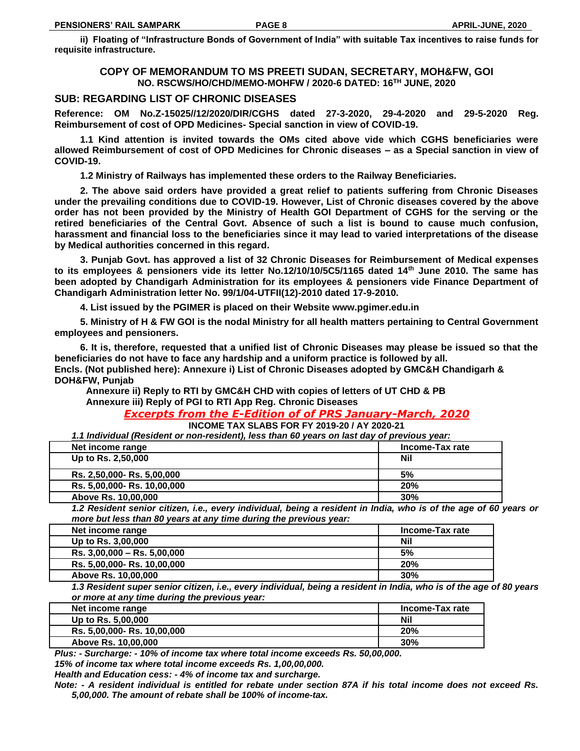**ii) Floating of "Infrastructure Bonds of Government of India" with suitable Tax incentives to raise funds for requisite infrastructure.**

## COPY OF MEMORANDUM TO MS PREETI SUDAN, SECRETARY, MOH&FW, GOI

**NO. RSCWS/HO/CHD/MEMO-MOHFW / 2020-6 DATED: 16TH JUNE, 2020**

### SUB: REGARDING LIST OF CHRONIC DISEASES

**Reference: OM No.Z-15025//12/2020/DIR/CGHS dated 27-3-2020, 29-4-2020 and 29-5-2020 Reg. Reimbursement of cost of OPD Medicines- Special sanction in view of COVID-19.**

**1.1 Kind attention is invited towards the OMs cited above vide which CGHS beneficiaries were allowed Reimbursement of cost of OPD Medicines for Chronic diseases – as a Special sanction in view of COVID-19.**

**1.2 Ministry of Railways has implemented these orders to the Railway Beneficiaries.**

**2. The above said orders have provided a great relief to patients suffering from Chronic Diseases under the prevailing conditions due to COVID-19. However, List of Chronic diseases covered by the above order has not been provided by the Ministry of Health GOI Department of CGHS for the serving or the retired beneficiaries of the Central Govt. Absence of such a list is bound to cause much confusion, harassment and financial loss to the beneficiaries since it may lead to varied interpretations of the disease by Medical authorities concerned in this regard.**

**3. Punjab Govt. has approved a list of 32 Chronic Diseases for Reimbursement of Medical expenses to its employees & pensioners vide its letter No.12/10/10/5C5/1165 dated 14th June 2010. The same has been adopted by Chandigarh Administration for its employees & pensioners vide Finance Department of Chandigarh Administration letter No. 99/1/04-UTFII(12)-2010 dated 17-9-2010.**

**4. List issued by the PGIMER is placed on their Website www.pgimer.edu.in**

**5. Ministry of H & FW GOI is the nodal Ministry for all health matters pertaining to Central Government employees and pensioners.**

**6. It is, therefore, requested that a unified list of Chronic Diseases may please be issued so that the beneficiaries do not have to face any hardship and a uniform practice is followed by all.**

**Encls. (Not published here): Annexure i) List of Chronic Diseases adopted by GMC&H Chandigarh & DOH&FW, Punjab**

**Annexure ii) Reply to RTI by GMC&H CHD with copies of letters of UT CHD & PB**

**Annexure iii) Reply of PGI to RTI App Reg. Chronic Diseases**

## *Excerpts from the E-Edition of of PRS January-March, 2020*

**INCOME TAX SLABS FOR FY 2019-20 / AY 2020-21**

***1.1 Individual (Resident or non-resident), less than 60 years on last day of previous year:***

| Net income range | Income-Tax rate |
|---|---|
| Up to Rs. 2,50,000 | Nil |
| Rs. 2,50,000- Rs. 5,00,000 | 5% |
| Rs. 5,00,000- Rs. 10,00,000 | 20% |
| Above Rs. 10,00,000 | 30% |

***1.2 Resident senior citizen, i.e., every individual, being a resident in India, who is of the age of 60 years or more but less than 80 years at any time during the previous year:***

| Net income range | Income-Tax rate |
|---|---|
| Up to Rs. 3,00,000 | Nil |
| Rs. 3,00,000 – Rs. 5,00,000 | 5% |
| Rs. 5,00,000- Rs. 10,00,000 | 20% |
| Above Rs. 10,00,000 | 30% |

***1.3 Resident super senior citizen, i.e., every individual, being a resident in India, who is of the age of 80 years or more at any time during the previous year:***

| Net income range | Income-Tax rate |
|---|---|
| Up to Rs. 5,00,000 | Nil |
| Rs. 5,00,000- Rs. 10,00,000 | 20% |
| Above Rs. 10,00,000 | 30% |

***Plus: - Surcharge: - 10% of income tax where total income exceeds Rs. 50,00,000.***

***15% of income tax where total income exceeds Rs. 1,00,00,000.***

***Health and Education cess: - 4% of income tax and surcharge.***

***Note: - A resident individual is entitled for rebate under section 87A if his total income does not exceed Rs. 5,00,000. The amount of rebate shall be 100% of income-tax.***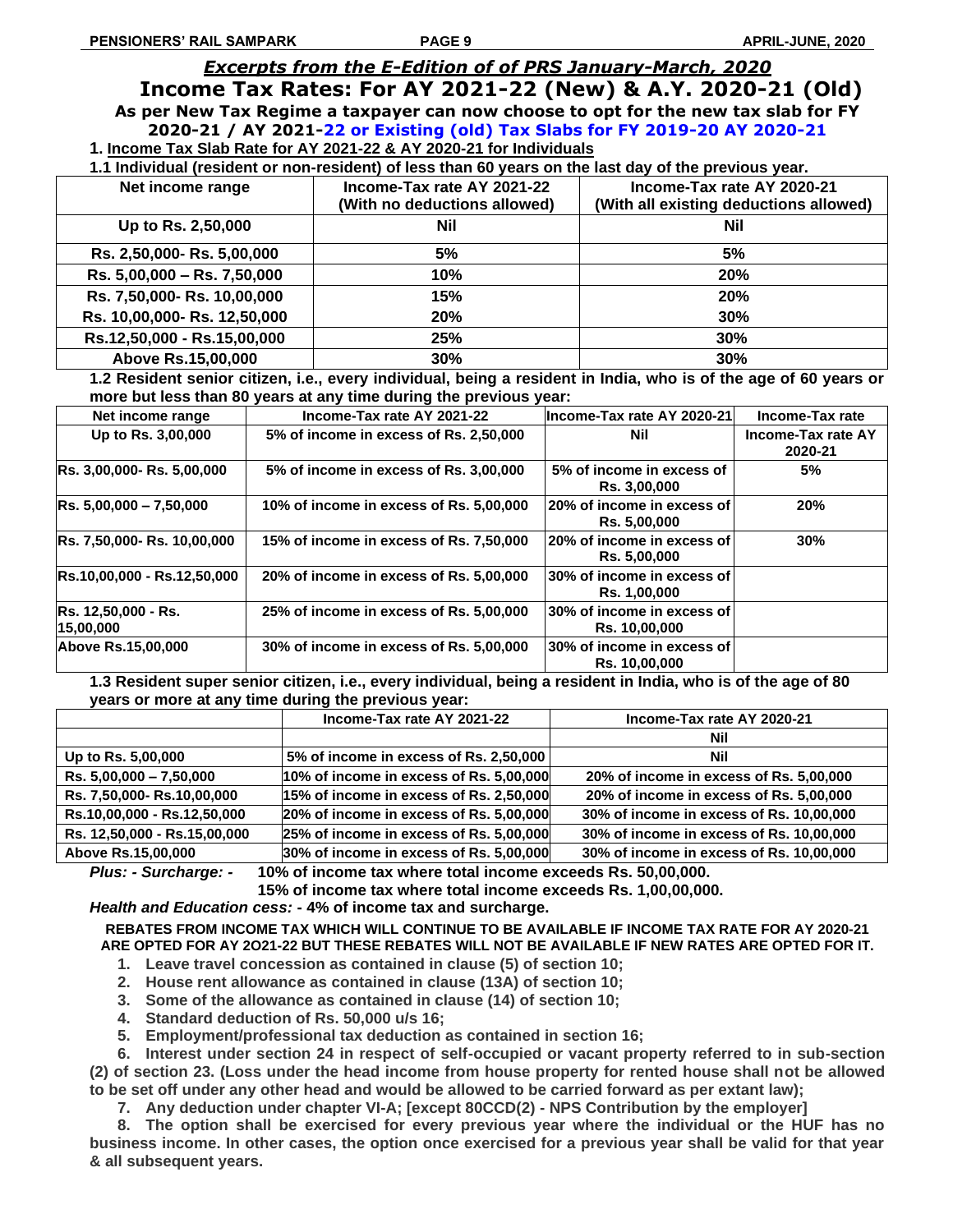## *Excerpts from the E-Edition of of PRS January-March, 2020*

# Income Tax Rates: For AY 2021-22 (New) & A.Y. 2020-21 (Old)

**As per New Tax Regime a taxpayer can now choose to opt for the new tax slab for FY 2020-21 / AY 2021-22 or Existing (old) Tax Slabs for FY 2019-20 AY 2020-21**

**1. Income Tax Slab Rate for AY 2021-22 & AY 2020-21 for Individuals**

**1.1 Individual (resident or non-resident) of less than 60 years on the last day of the previous year.**

| Net income range | Income-Tax rate AY 2021-22 (With no deductions allowed) | Income-Tax rate AY 2020-21 (With all existing deductions allowed) |
|---|---|---|
| Up to Rs. 2,50,000 | Nil | Nil |
| Rs. 2,50,000- Rs. 5,00,000 | 5% | 5% |
| Rs. 5,00,000 – Rs. 7,50,000 | 10% | 20% |
| Rs. 7,50,000- Rs. 10,00,000 | 15% | 20% |
| Rs. 10,00,000- Rs. 12,50,000 | 20% | 30% |
| Rs.12,50,000 - Rs.15,00,000 | 25% | 30% |
| Above Rs.15,00,000 | 30% | 30% |

**1.2 Resident senior citizen, i.e., every individual, being a resident in India, who is of the age of 60 years or more but less than 80 years at any time during the previous year:**

| Net income range | Income-Tax rate AY 2021-22 | Income-Tax rate AY 2020-21 | Income-Tax rate |
|---|---|---|---|
| Up to Rs. 3,00,000 | 5% of income in excess of Rs. 2,50,000 | Nil | Income-Tax rate AY 2020-21 |
| Rs. 3,00,000- Rs. 5,00,000 | 5% of income in excess of Rs. 3,00,000 | 5% of income in excess of Rs. 3,00,000 | 5% |
| Rs. 5,00,000 – 7,50,000 | 10% of income in excess of Rs. 5,00,000 | 20% of income in excess of Rs. 5,00,000 | 20% |
| Rs. 7,50,000- Rs. 10,00,000 | 15% of income in excess of Rs. 7,50,000 | 20% of income in excess of Rs. 5,00,000 | 30% |
| Rs.10,00,000 - Rs.12,50,000 | 20% of income in excess of Rs. 5,00,000 | 30% of income in excess of Rs. 1,00,000 | |
| Rs. 12,50,000 - Rs. 15,00,000 | 25% of income in excess of Rs. 5,00,000 | 30% of income in excess of Rs. 10,00,000 | |
| Above Rs.15,00,000 | 30% of income in excess of Rs. 5,00,000 | 30% of income in excess of Rs. 10,00,000 | |

**1.3 Resident super senior citizen, i.e., every individual, being a resident in India, who is of the age of 80 years or more at any time during the previous year:**

| | Income-Tax rate AY 2021-22 | Income-Tax rate AY 2020-21 |
|---|---|---|
| | | Nil |
| Up to Rs. 5,00,000 | 5% of income in excess of Rs. 2,50,000 | Nil |
| Rs. 5,00,000 – 7,50,000 | 10% of income in excess of Rs. 5,00,000 | 20% of income in excess of Rs. 5,00,000 |
| Rs. 7,50,000- Rs.10,00,000 | 15% of income in excess of Rs. 2,50,000 | 20% of income in excess of Rs. 5,00,000 |
| Rs.10,00,000 - Rs.12,50,000 | 20% of income in excess of Rs. 5,00,000 | 30% of income in excess of Rs. 10,00,000 |
| Rs. 12,50,000 - Rs.15,00,000 | 25% of income in excess of Rs. 5,00,000 | 30% of income in excess of Rs. 10,00,000 |
| Above Rs.15,00,000 | 30% of income in excess of Rs. 5,00,000 | 30% of income in excess of Rs. 10,00,000 |

***Plus: - Surcharge: -*** **10% of income tax where total income exceeds Rs. 50,00,000.**
**15% of income tax where total income exceeds Rs. 1,00,00,000.**

***Health and Education cess:*** **- 4% of income tax and surcharge.**

**REBATES FROM INCOME TAX WHICH WILL CONTINUE TO BE AVAILABLE IF INCOME TAX RATE FOR AY 2020-21 ARE OPTED FOR AY 2O21-22 BUT THESE REBATES WILL NOT BE AVAILABLE IF NEW RATES ARE OPTED FOR IT.**

1. **Leave travel concession as contained in clause (5) of section 10;**
2. **House rent allowance as contained in clause (13A) of section 10;**
3. **Some of the allowance as contained in clause (14) of section 10;**
4. **Standard deduction of Rs. 50,000 u/s 16;**
5. **Employment/professional tax deduction as contained in section 16;**
6. **Interest under section 24 in respect of self-occupied or vacant property referred to in sub-section (2) of section 23. (Loss under the head income from house property for rented house shall not be allowed to be set off under any other head and would be allowed to be carried forward as per extant law);**
7. **Any deduction under chapter VI-A; [except 80CCD(2) - NPS Contribution by the employer]**
8. **The option shall be exercised for every previous year where the individual or the HUF has no business income. In other cases, the option once exercised for a previous year shall be valid for that year & all subsequent years.**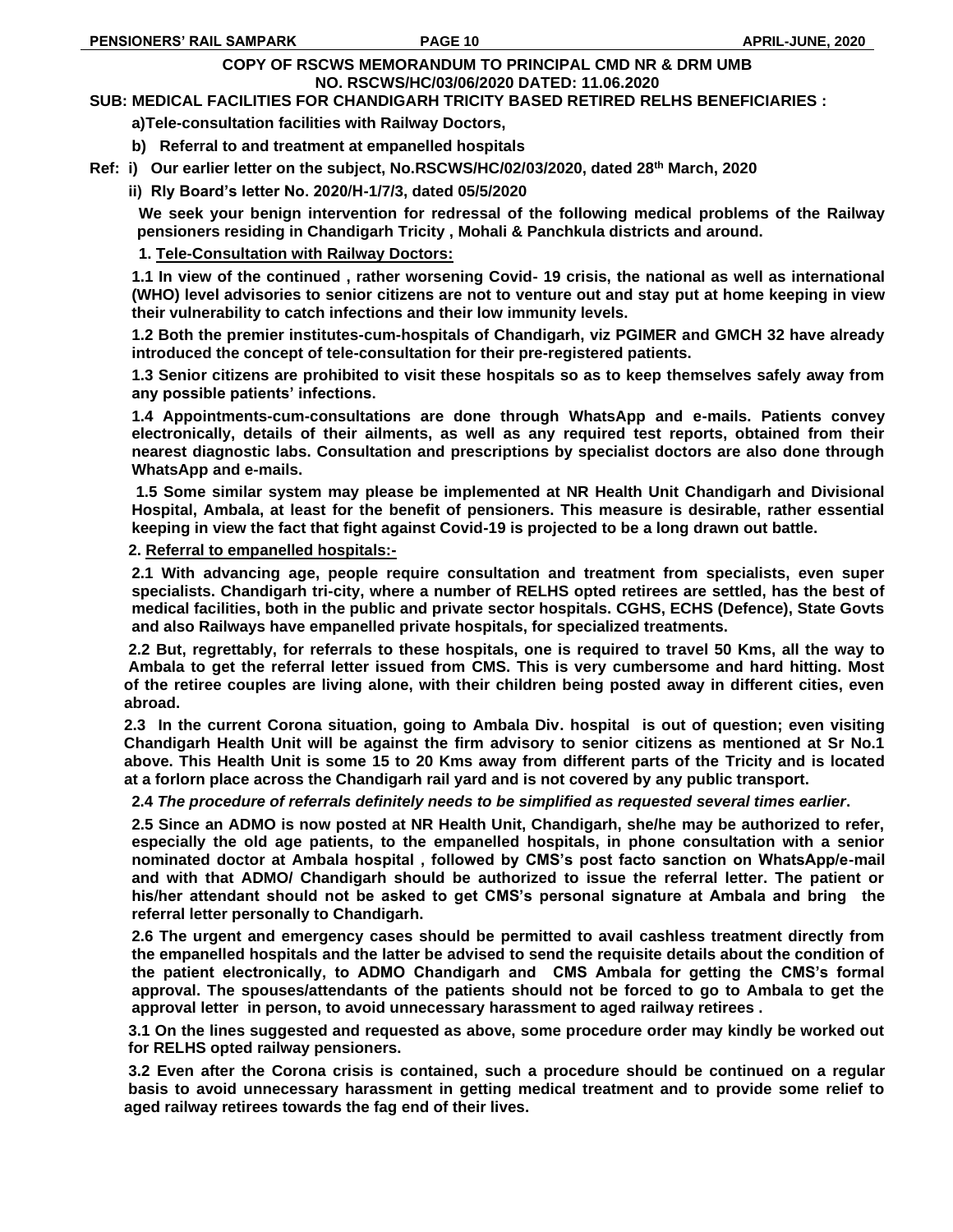**COPY OF RSCWS MEMORANDUM TO PRINCIPAL CMD NR & DRM UMB**
**NO. RSCWS/HC/03/06/2020 DATED: 11.06.2020**

**SUB: MEDICAL FACILITIES FOR CHANDIGARH TRICITY BASED RETIRED RELHS BENEFICIARIES :**

**a)Tele-consultation facilities with Railway Doctors,**

**b) Referral to and treatment at empanelled hospitals**

**Ref: i) Our earlier letter on the subject, No.RSCWS/HC/02/03/2020, dated 28th March, 2020**

**ii) Rly Board's letter No. 2020/H-1/7/3, dated 05/5/2020**

**We seek your benign intervention for redressal of the following medical problems of the Railway pensioners residing in Chandigarh Tricity , Mohali & Panchkula districts and around.**

**1. Tele-Consultation with Railway Doctors:**

**1.1 In view of the continued , rather worsening Covid- 19 crisis, the national as well as international (WHO) level advisories to senior citizens are not to venture out and stay put at home keeping in view their vulnerability to catch infections and their low immunity levels.**

**1.2 Both the premier institutes-cum-hospitals of Chandigarh, viz PGIMER and GMCH 32 have already introduced the concept of tele-consultation for their pre-registered patients.**

**1.3 Senior citizens are prohibited to visit these hospitals so as to keep themselves safely away from any possible patients' infections.**

**1.4 Appointments-cum-consultations are done through WhatsApp and e-mails. Patients convey electronically, details of their ailments, as well as any required test reports, obtained from their nearest diagnostic labs. Consultation and prescriptions by specialist doctors are also done through WhatsApp and e-mails.**

**1.5 Some similar system may please be implemented at NR Health Unit Chandigarh and Divisional Hospital, Ambala, at least for the benefit of pensioners. This measure is desirable, rather essential keeping in view the fact that fight against Covid-19 is projected to be a long drawn out battle.**

**2. Referral to empanelled hospitals:-**

**2.1 With advancing age, people require consultation and treatment from specialists, even super specialists. Chandigarh tri-city, where a number of RELHS opted retirees are settled, has the best of medical facilities, both in the public and private sector hospitals. CGHS, ECHS (Defence), State Govts and also Railways have empanelled private hospitals, for specialized treatments.**

**2.2 But, regrettably, for referrals to these hospitals, one is required to travel 50 Kms, all the way to Ambala to get the referral letter issued from CMS. This is very cumbersome and hard hitting. Most of the retiree couples are living alone, with their children being posted away in different cities, even abroad.**

**2.3 In the current Corona situation, going to Ambala Div. hospital is out of question; even visiting Chandigarh Health Unit will be against the firm advisory to senior citizens as mentioned at Sr No.1 above. This Health Unit is some 15 to 20 Kms away from different parts of the Tricity and is located at a forlorn place across the Chandigarh rail yard and is not covered by any public transport.**

**2.4** ***The procedure of referrals definitely needs to be simplified as requested several times earlier*****.**

**2.5 Since an ADMO is now posted at NR Health Unit, Chandigarh, she/he may be authorized to refer, especially the old age patients, to the empanelled hospitals, in phone consultation with a senior nominated doctor at Ambala hospital , followed by CMS's post facto sanction on WhatsApp/e-mail and with that ADMO/ Chandigarh should be authorized to issue the referral letter. The patient or his/her attendant should not be asked to get CMS's personal signature at Ambala and bring the referral letter personally to Chandigarh.**

**2.6 The urgent and emergency cases should be permitted to avail cashless treatment directly from the empanelled hospitals and the latter be advised to send the requisite details about the condition of the patient electronically, to ADMO Chandigarh and CMS Ambala for getting the CMS's formal approval. The spouses/attendants of the patients should not be forced to go to Ambala to get the approval letter in person, to avoid unnecessary harassment to aged railway retirees .**

**3.1 On the lines suggested and requested as above, some procedure order may kindly be worked out for RELHS opted railway pensioners.**

**3.2 Even after the Corona crisis is contained, such a procedure should be continued on a regular basis to avoid unnecessary harassment in getting medical treatment and to provide some relief to aged railway retirees towards the fag end of their lives.**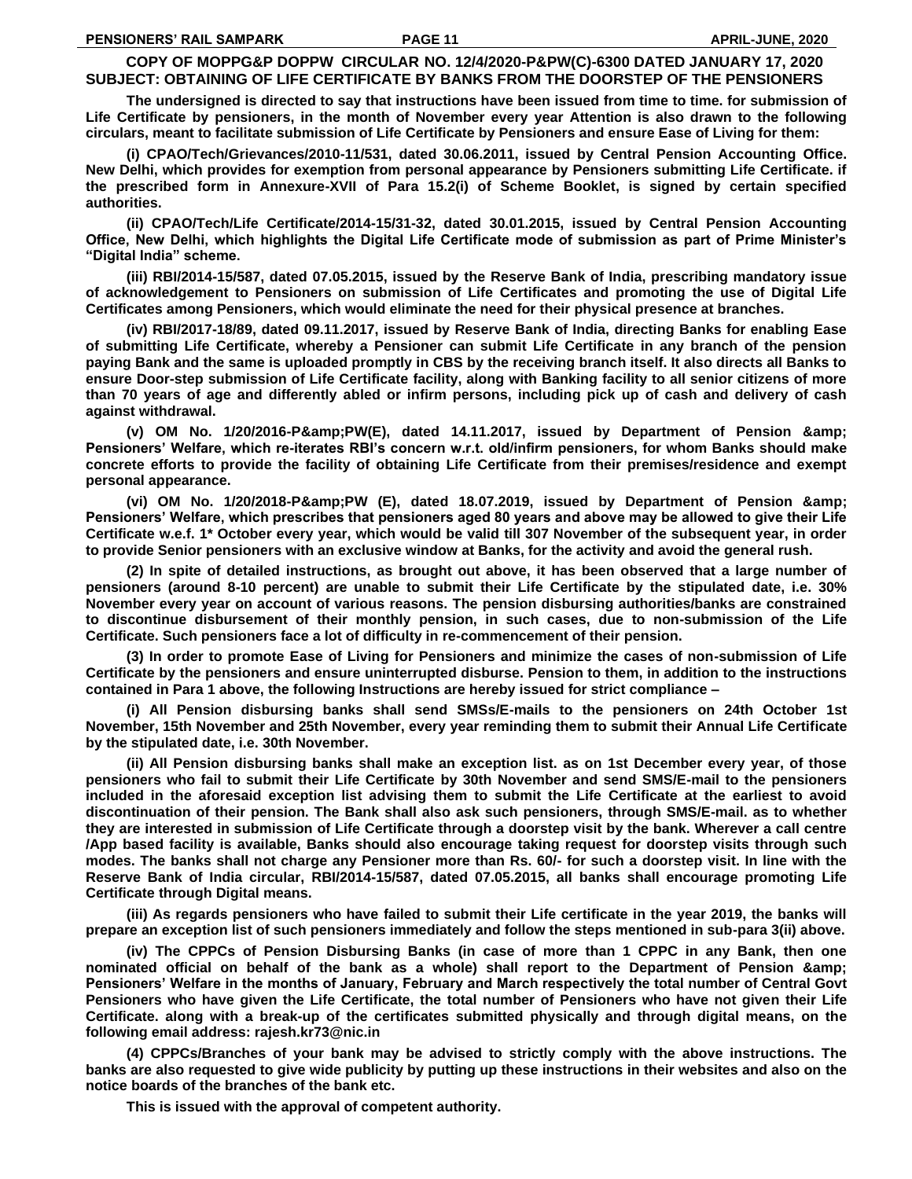**COPY OF MOPPG&P DOPPW CIRCULAR NO. 12/4/2020-P&PW(C)-6300 DATED JANUARY 17, 2020**
**SUBJECT: OBTAINING OF LIFE CERTIFICATE BY BANKS FROM THE DOORSTEP OF THE PENSIONERS**

**The undersigned is directed to say that instructions have been issued from time to time. for submission of Life Certificate by pensioners, in the month of November every year Attention is also drawn to the following circulars, meant to facilitate submission of Life Certificate by Pensioners and ensure Ease of Living for them:**

**(i) CPAO/Tech/Grievances/2010-11/531, dated 30.06.2011, issued by Central Pension Accounting Office. New Delhi, which provides for exemption from personal appearance by Pensioners submitting Life Certificate. if the prescribed form in Annexure-XVII of Para 15.2(i) of Scheme Booklet, is signed by certain specified authorities.**

**(ii) CPAO/Tech/Life Certificate/2014-15/31-32, dated 30.01.2015, issued by Central Pension Accounting Office, New Delhi, which highlights the Digital Life Certificate mode of submission as part of Prime Minister's "Digital India" scheme.**

**(iii) RBI/2014-15/587, dated 07.05.2015, issued by the Reserve Bank of India, prescribing mandatory issue of acknowledgement to Pensioners on submission of Life Certificates and promoting the use of Digital Life Certificates among Pensioners, which would eliminate the need for their physical presence at branches.**

**(iv) RBI/2017-18/89, dated 09.11.2017, issued by Reserve Bank of India, directing Banks for enabling Ease of submitting Life Certificate, whereby a Pensioner can submit Life Certificate in any branch of the pension paying Bank and the same is uploaded promptly in CBS by the receiving branch itself. It also directs all Banks to ensure Door-step submission of Life Certificate facility, along with Banking facility to all senior citizens of more than 70 years of age and differently abled or infirm persons, including pick up of cash and delivery of cash against withdrawal.**

**(v) OM No. 1/20/2016-P&amp;PW(E), dated 14.11.2017, issued by Department of Pension &amp; Pensioners' Welfare, which re-iterates RBI's concern w.r.t. old/infirm pensioners, for whom Banks should make concrete efforts to provide the facility of obtaining Life Certificate from their premises/residence and exempt personal appearance.**

**(vi) OM No. 1/20/2018-P&amp;PW (E), dated 18.07.2019, issued by Department of Pension &amp; Pensioners' Welfare, which prescribes that pensioners aged 80 years and above may be allowed to give their Life Certificate w.e.f. 1* October every year, which would be valid till 307 November of the subsequent year, in order to provide Senior pensioners with an exclusive window at Banks, for the activity and avoid the general rush.**

**(2) In spite of detailed instructions, as brought out above, it has been observed that a large number of pensioners (around 8-10 percent) are unable to submit their Life Certificate by the stipulated date, i.e. 30% November every year on account of various reasons. The pension disbursing authorities/banks are constrained to discontinue disbursement of their monthly pension, in such cases, due to non-submission of the Life Certificate. Such pensioners face a lot of difficulty in re-commencement of their pension.**

**(3) In order to promote Ease of Living for Pensioners and minimize the cases of non-submission of Life Certificate by the pensioners and ensure uninterrupted disburse. Pension to them, in addition to the instructions contained in Para 1 above, the following Instructions are hereby issued for strict compliance –**

**(i) All Pension disbursing banks shall send SMSs/E-mails to the pensioners on 24th October 1st November, 15th November and 25th November, every year reminding them to submit their Annual Life Certificate by the stipulated date, i.e. 30th November.**

**(ii) All Pension disbursing banks shall make an exception list. as on 1st December every year, of those pensioners who fail to submit their Life Certificate by 30th November and send SMS/E-mail to the pensioners included in the aforesaid exception list advising them to submit the Life Certificate at the earliest to avoid discontinuation of their pension. The Bank shall also ask such pensioners, through SMS/E-mail. as to whether they are interested in submission of Life Certificate through a doorstep visit by the bank. Wherever a call centre /App based facility is available, Banks should also encourage taking request for doorstep visits through such modes. The banks shall not charge any Pensioner more than Rs. 60/- for such a doorstep visit. In line with the Reserve Bank of India circular, RBI/2014-15/587, dated 07.05.2015, all banks shall encourage promoting Life Certificate through Digital means.**

**(iii) As regards pensioners who have failed to submit their Life certificate in the year 2019, the banks will prepare an exception list of such pensioners immediately and follow the steps mentioned in sub-para 3(ii) above.**

**(iv) The CPPCs of Pension Disbursing Banks (in case of more than 1 CPPC in any Bank, then one nominated official on behalf of the bank as a whole) shall report to the Department of Pension &amp; Pensioners' Welfare in the months of January, February and March respectively the total number of Central Govt Pensioners who have given the Life Certificate, the total number of Pensioners who have not given their Life Certificate. along with a break-up of the certificates submitted physically and through digital means, on the following email address: rajesh.kr73@nic.in**

**(4) CPPCs/Branches of your bank may be advised to strictly comply with the above instructions. The banks are also requested to give wide publicity by putting up these instructions in their websites and also on the notice boards of the branches of the bank etc.**

**This is issued with the approval of competent authority.**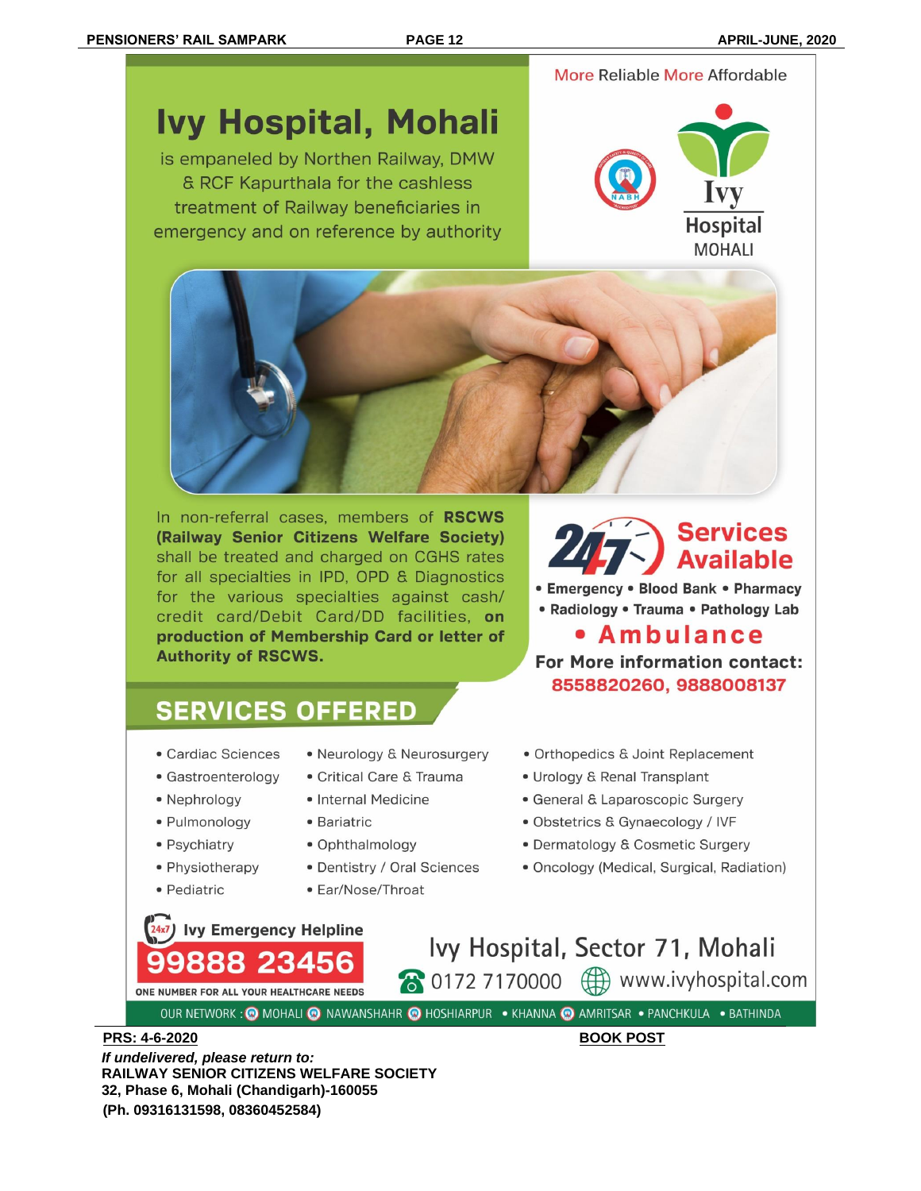More Reliable More Affordable

# Ivy Hospital, Mohali

is empaneled by Northen Railway, DMW & RCF Kapurthala for the cashless treatment of Railway beneficiaries in emergency and on reference by authority

Ivy Hospital MOHALI

In non-referral cases, members of **RSCWS (Railway Senior Citizens Welfare Society)** shall be treated and charged on CGHS rates for all specialties in IPD, OPD & Diagnostics for the various specialties against cash/ credit card/Debit Card/DD facilities, **on production of Membership Card or letter of Authority of RSCWS.**

**24/7 Services Available**

- **Emergency** • **Blood Bank** • **Pharmacy**
- **Radiology** • **Trauma** • **Pathology Lab**
- **Ambulance**

**For More information contact:**
**8558820260, 9888008137**

## SERVICES OFFERED

- Cardiac Sciences
- Gastroenterology
- Nephrology
- Pulmonology
- Psychiatry
- Physiotherapy
- Pediatric
- Neurology & Neurosurgery
- Critical Care & Trauma
- Internal Medicine
- Bariatric
- Ophthalmology
- Dentistry / Oral Sciences
- Ear/Nose/Throat
- Orthopedics & Joint Replacement
- Urology & Renal Transplant
- General & Laparoscopic Surgery
- Obstetrics & Gynaecology / IVF
- Dermatology & Cosmetic Surgery
- Oncology (Medical, Surgical, Radiation)

24x7 **Ivy Emergency Helpline**
**99888 23456**
ONE NUMBER FOR ALL YOUR HEALTHCARE NEEDS

Ivy Hospital, Sector 71, Mohali
0172 7170000 www.ivyhospital.com

OUR NETWORK : MOHALI NAWANSHAHR HOSHIARPUR • KHANNA AMRITSAR • PANCHKULA • BATHINDA

**PRS: 4-6-2020** **BOOK POST**

***If undelivered, please return to:***
**RAILWAY SENIOR CITIZENS WELFARE SOCIETY**
**32, Phase 6, Mohali (Chandigarh)-160055**
**(Ph. 09316131598, 08360452584)**